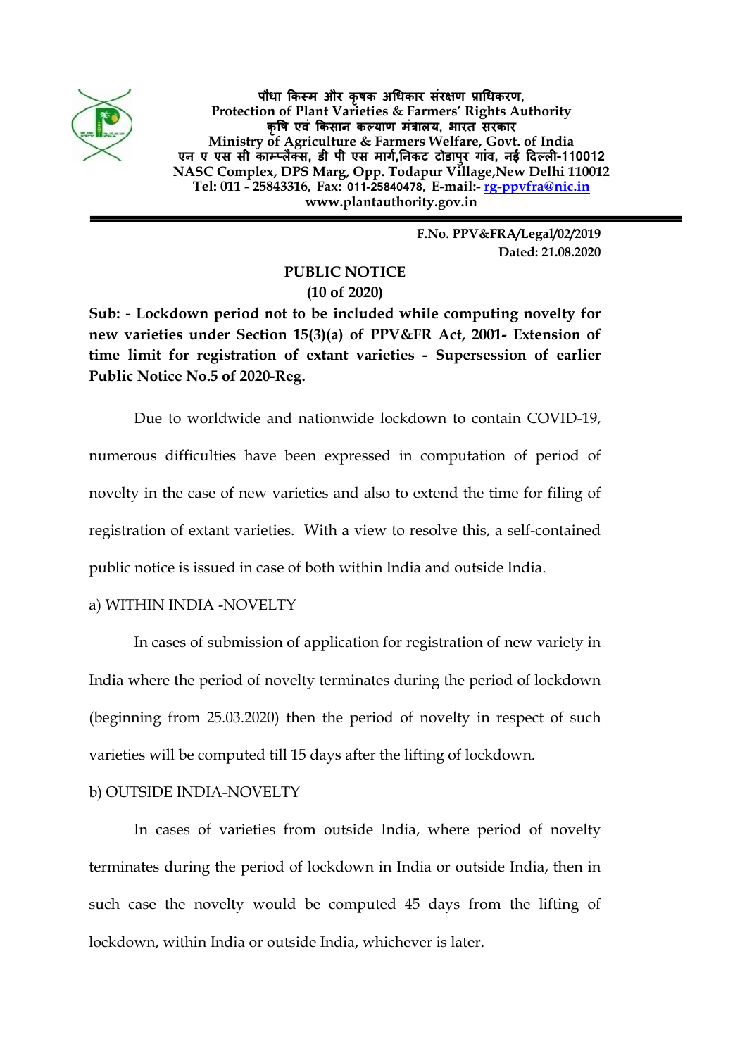**पौधा किस्म और कृषक अधिकार संरक्षण प्राधिकरण,**
**Protection of Plant Varieties & Farmers' Rights Authority**
**कृषि एवं किसान कल्याण मंत्रालय, भारत सरकार**
**Ministry of Agriculture & Farmers Welfare, Govt. of India**
**एन ए एस सी काम्प्लैक्स, डी पी एस मार्ग,निकट टोडापुर गांव, नई दिल्ली-110012**
**NASC Complex, DPS Marg, Opp. Todapur Village,New Delhi 110012**
**Tel: 011 - 25843316, Fax: 011-25840478, E-mail:- rg-ppvfra@nic.in**
**www.plantauthority.gov.in**

---

**F.No. PPV&FRA/Legal/02/2019**
**Dated: 21.08.2020**

**PUBLIC NOTICE**
**(10 of 2020)**

**Sub: - Lockdown period not to be included while computing novelty for new varieties under Section 15(3)(a) of PPV&FR Act, 2001- Extension of time limit for registration of extant varieties - Supersession of earlier Public Notice No.5 of 2020-Reg.**

Due to worldwide and nationwide lockdown to contain COVID-19, numerous difficulties have been expressed in computation of period of novelty in the case of new varieties and also to extend the time for filing of registration of extant varieties. With a view to resolve this, a self-contained public notice is issued in case of both within India and outside India.

a) WITHIN INDIA -NOVELTY

In cases of submission of application for registration of new variety in India where the period of novelty terminates during the period of lockdown (beginning from 25.03.2020) then the period of novelty in respect of such varieties will be computed till 15 days after the lifting of lockdown.

b) OUTSIDE INDIA-NOVELTY

In cases of varieties from outside India, where period of novelty terminates during the period of lockdown in India or outside India, then in such case the novelty would be computed 45 days from the lifting of lockdown, within India or outside India, whichever is later.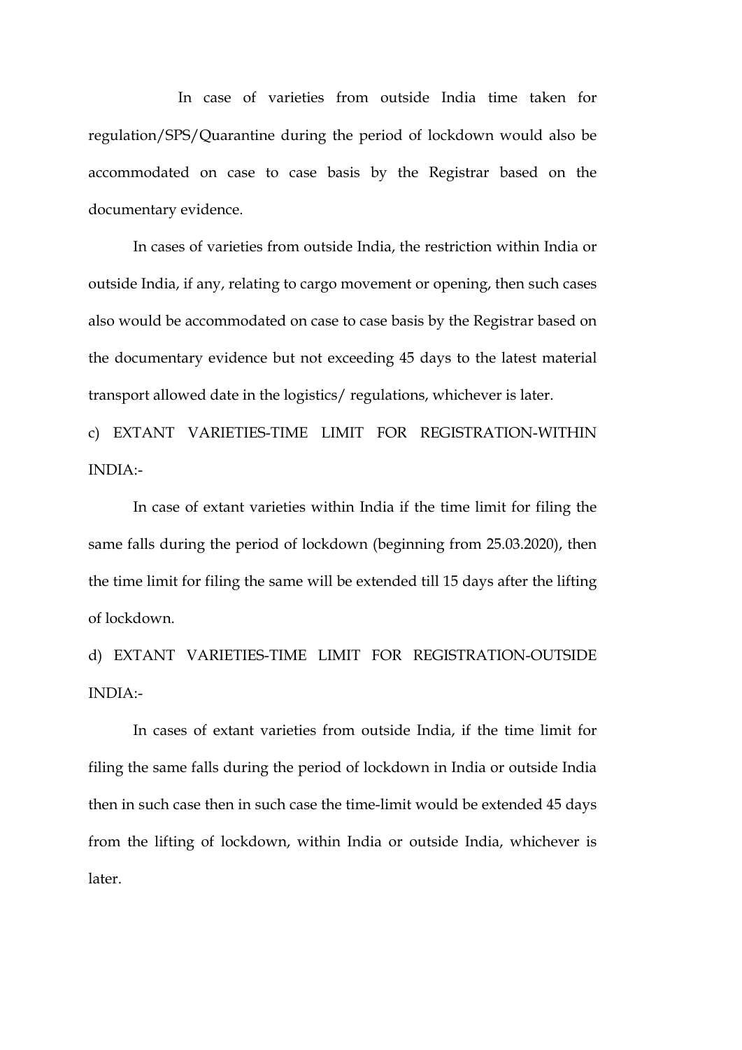In case of varieties from outside India time taken for regulation/SPS/Quarantine during the period of lockdown would also be accommodated on case to case basis by the Registrar based on the documentary evidence.

In cases of varieties from outside India, the restriction within India or outside India, if any, relating to cargo movement or opening, then such cases also would be accommodated on case to case basis by the Registrar based on the documentary evidence but not exceeding 45 days to the latest material transport allowed date in the logistics/ regulations, whichever is later.

c) EXTANT VARIETIES-TIME LIMIT FOR REGISTRATION-WITHIN INDIA:-

In case of extant varieties within India if the time limit for filing the same falls during the period of lockdown (beginning from 25.03.2020), then the time limit for filing the same will be extended till 15 days after the lifting of lockdown.

d) EXTANT VARIETIES-TIME LIMIT FOR REGISTRATION-OUTSIDE INDIA:-

In cases of extant varieties from outside India, if the time limit for filing the same falls during the period of lockdown in India or outside India then in such case then in such case the time-limit would be extended 45 days from the lifting of lockdown, within India or outside India, whichever is later.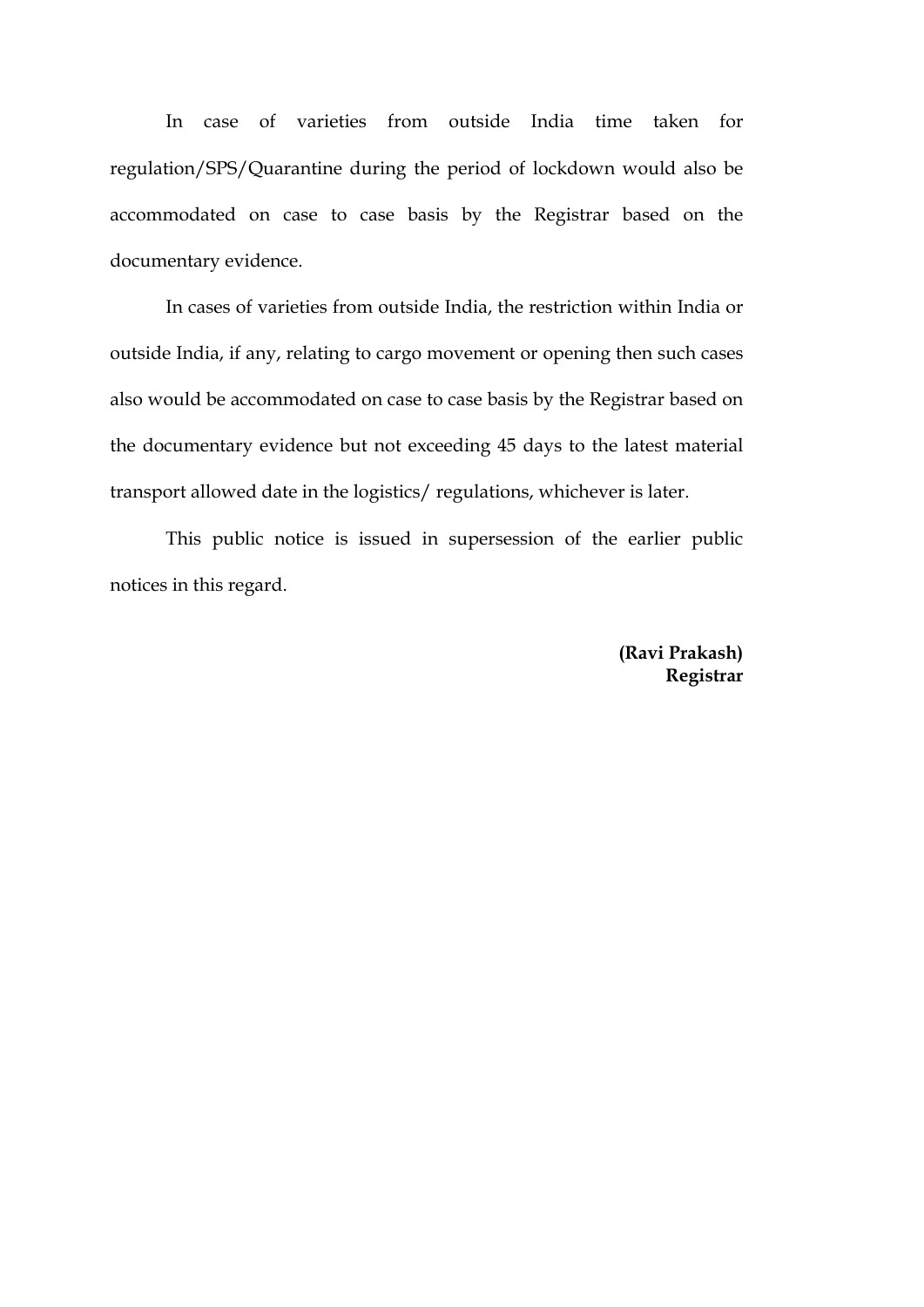In case of varieties from outside India time taken for regulation/SPS/Quarantine during the period of lockdown would also be accommodated on case to case basis by the Registrar based on the documentary evidence.

In cases of varieties from outside India, the restriction within India or outside India, if any, relating to cargo movement or opening then such cases also would be accommodated on case to case basis by the Registrar based on the documentary evidence but not exceeding 45 days to the latest material transport allowed date in the logistics/ regulations, whichever is later.

This public notice is issued in supersession of the earlier public notices in this regard.

**(Ravi Prakash)**
**Registrar**